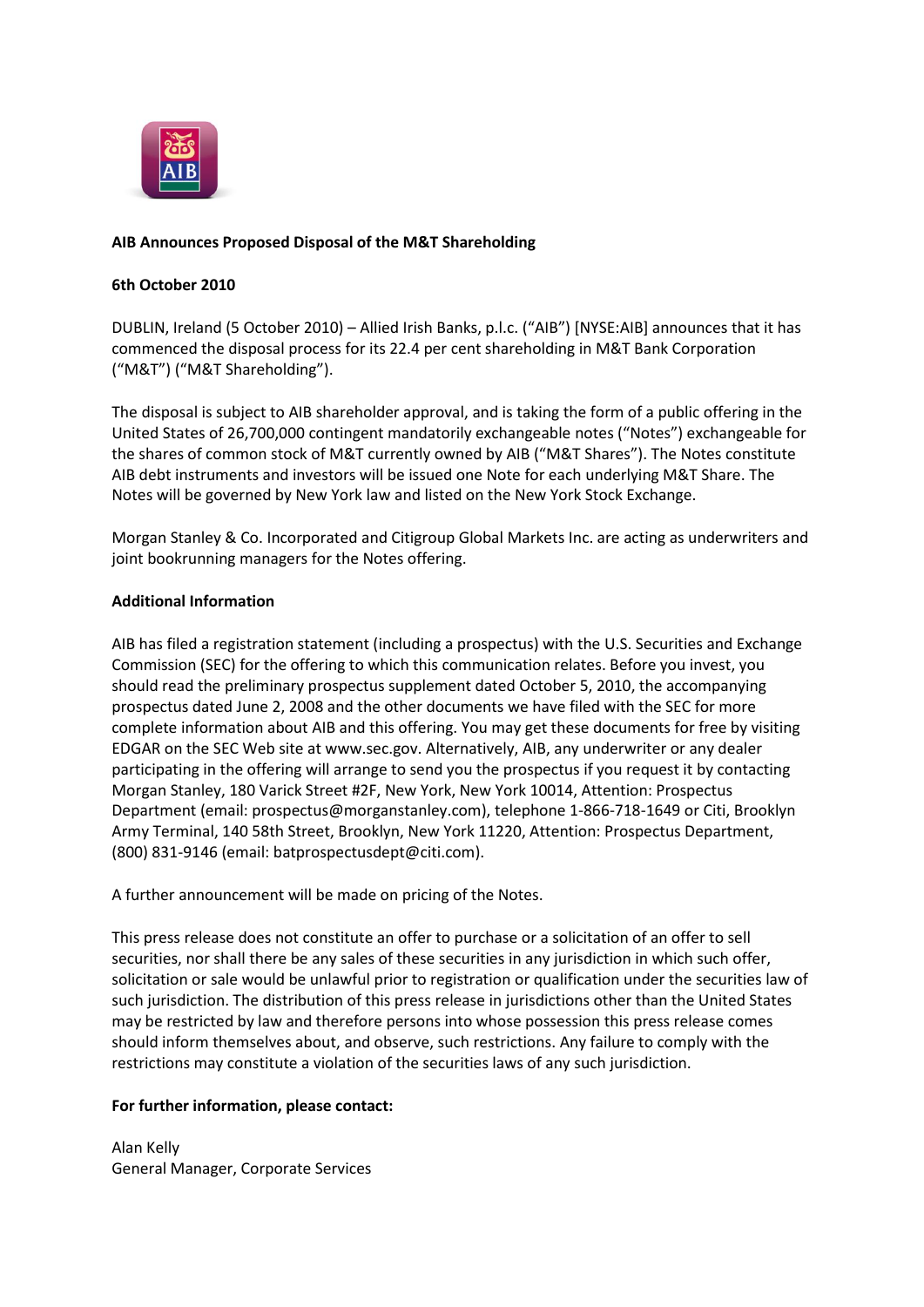**AIB Announces Proposed Disposal of the M&T Shareholding**

**6th October 2010**

DUBLIN, Ireland (5 October 2010) – Allied Irish Banks, p.l.c. ("AIB") [NYSE:AIB] announces that it has commenced the disposal process for its 22.4 per cent shareholding in M&T Bank Corporation ("M&T") ("M&T Shareholding").

The disposal is subject to AIB shareholder approval, and is taking the form of a public offering in the United States of 26,700,000 contingent mandatorily exchangeable notes ("Notes") exchangeable for the shares of common stock of M&T currently owned by AIB ("M&T Shares"). The Notes constitute AIB debt instruments and investors will be issued one Note for each underlying M&T Share. The Notes will be governed by New York law and listed on the New York Stock Exchange.

Morgan Stanley & Co. Incorporated and Citigroup Global Markets Inc. are acting as underwriters and joint bookrunning managers for the Notes offering.

**Additional Information**

AIB has filed a registration statement (including a prospectus) with the U.S. Securities and Exchange Commission (SEC) for the offering to which this communication relates. Before you invest, you should read the preliminary prospectus supplement dated October 5, 2010, the accompanying prospectus dated June 2, 2008 and the other documents we have filed with the SEC for more complete information about AIB and this offering. You may get these documents for free by visiting EDGAR on the SEC Web site at www.sec.gov. Alternatively, AIB, any underwriter or any dealer participating in the offering will arrange to send you the prospectus if you request it by contacting Morgan Stanley, 180 Varick Street #2F, New York, New York 10014, Attention: Prospectus Department (email: prospectus@morganstanley.com), telephone 1-866-718-1649 or Citi, Brooklyn Army Terminal, 140 58th Street, Brooklyn, New York 11220, Attention: Prospectus Department, (800) 831-9146 (email: batprospectusdept@citi.com).

A further announcement will be made on pricing of the Notes.

This press release does not constitute an offer to purchase or a solicitation of an offer to sell securities, nor shall there be any sales of these securities in any jurisdiction in which such offer, solicitation or sale would be unlawful prior to registration or qualification under the securities law of such jurisdiction. The distribution of this press release in jurisdictions other than the United States may be restricted by law and therefore persons into whose possession this press release comes should inform themselves about, and observe, such restrictions. Any failure to comply with the restrictions may constitute a violation of the securities laws of any such jurisdiction.

**For further information, please contact:**

Alan Kelly
General Manager, Corporate Services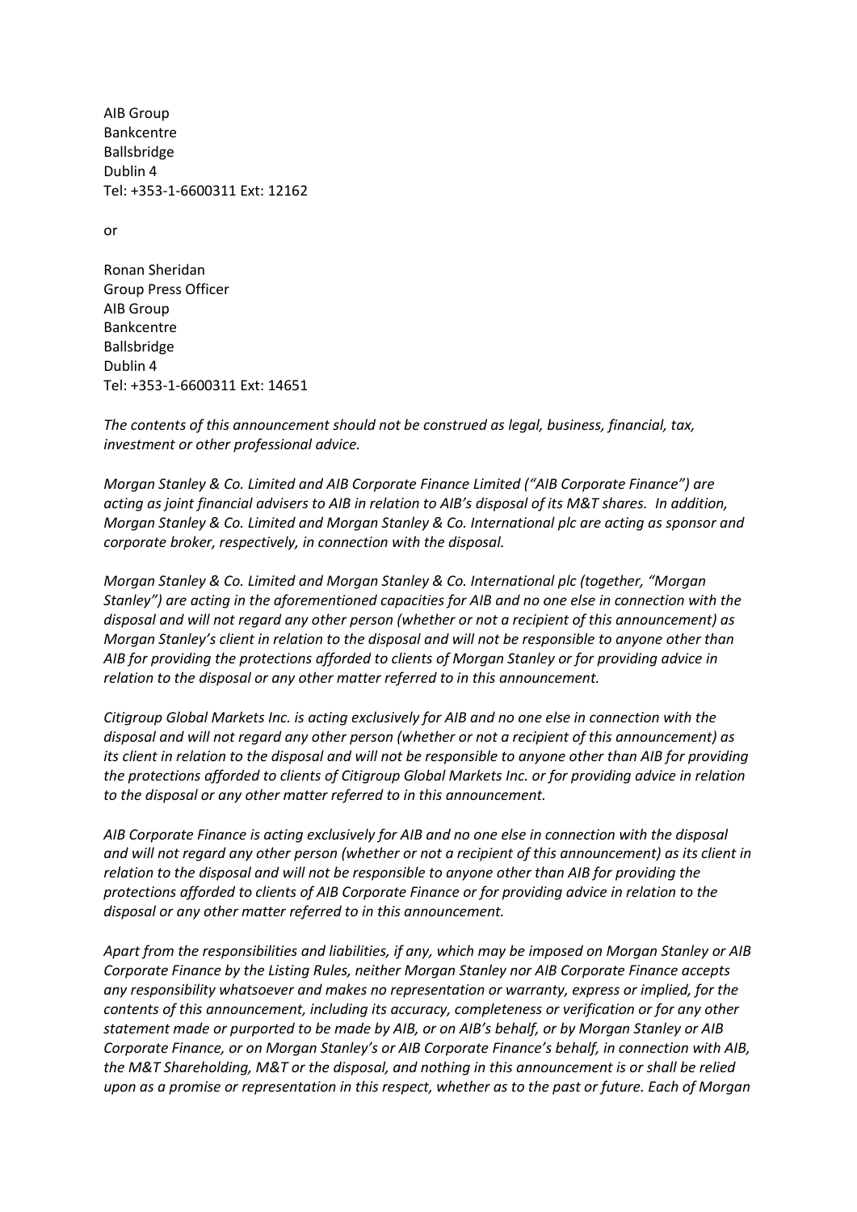AIB Group
Bankcentre
Ballsbridge
Dublin 4
Tel: +353-1-6600311 Ext: 12162

or

Ronan Sheridan
Group Press Officer
AIB Group
Bankcentre
Ballsbridge
Dublin 4
Tel: +353-1-6600311 Ext: 14651

*The contents of this announcement should not be construed as legal, business, financial, tax, investment or other professional advice.*

*Morgan Stanley & Co. Limited and AIB Corporate Finance Limited ("AIB Corporate Finance") are acting as joint financial advisers to AIB in relation to AIB's disposal of its M&T shares. In addition, Morgan Stanley & Co. Limited and Morgan Stanley & Co. International plc are acting as sponsor and corporate broker, respectively, in connection with the disposal.*

*Morgan Stanley & Co. Limited and Morgan Stanley & Co. International plc (together, "Morgan Stanley") are acting in the aforementioned capacities for AIB and no one else in connection with the disposal and will not regard any other person (whether or not a recipient of this announcement) as Morgan Stanley's client in relation to the disposal and will not be responsible to anyone other than AIB for providing the protections afforded to clients of Morgan Stanley or for providing advice in relation to the disposal or any other matter referred to in this announcement.*

*Citigroup Global Markets Inc. is acting exclusively for AIB and no one else in connection with the disposal and will not regard any other person (whether or not a recipient of this announcement) as its client in relation to the disposal and will not be responsible to anyone other than AIB for providing the protections afforded to clients of Citigroup Global Markets Inc. or for providing advice in relation to the disposal or any other matter referred to in this announcement.*

*AIB Corporate Finance is acting exclusively for AIB and no one else in connection with the disposal and will not regard any other person (whether or not a recipient of this announcement) as its client in relation to the disposal and will not be responsible to anyone other than AIB for providing the protections afforded to clients of AIB Corporate Finance or for providing advice in relation to the disposal or any other matter referred to in this announcement.*

*Apart from the responsibilities and liabilities, if any, which may be imposed on Morgan Stanley or AIB Corporate Finance by the Listing Rules, neither Morgan Stanley nor AIB Corporate Finance accepts any responsibility whatsoever and makes no representation or warranty, express or implied, for the contents of this announcement, including its accuracy, completeness or verification or for any other statement made or purported to be made by AIB, or on AIB's behalf, or by Morgan Stanley or AIB Corporate Finance, or on Morgan Stanley's or AIB Corporate Finance's behalf, in connection with AIB, the M&T Shareholding, M&T or the disposal, and nothing in this announcement is or shall be relied upon as a promise or representation in this respect, whether as to the past or future. Each of Morgan*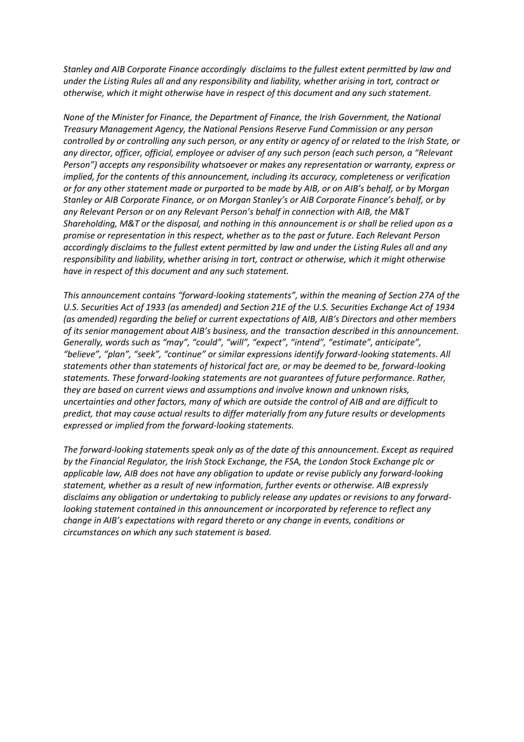*Stanley and AIB Corporate Finance accordingly disclaims to the fullest extent permitted by law and under the Listing Rules all and any responsibility and liability, whether arising in tort, contract or otherwise, which it might otherwise have in respect of this document and any such statement.*

*None of the Minister for Finance, the Department of Finance, the Irish Government, the National Treasury Management Agency, the National Pensions Reserve Fund Commission or any person controlled by or controlling any such person, or any entity or agency of or related to the Irish State, or any director, officer, official, employee or adviser of any such person (each such person, a "Relevant Person") accepts any responsibility whatsoever or makes any representation or warranty, express or implied, for the contents of this announcement, including its accuracy, completeness or verification or for any other statement made or purported to be made by AIB, or on AIB's behalf, or by Morgan Stanley or AIB Corporate Finance, or on Morgan Stanley's or AIB Corporate Finance's behalf, or by any Relevant Person or on any Relevant Person's behalf in connection with AIB, the M&T Shareholding, M&T or the disposal, and nothing in this announcement is or shall be relied upon as a promise or representation in this respect, whether as to the past or future. Each Relevant Person accordingly disclaims to the fullest extent permitted by law and under the Listing Rules all and any responsibility and liability, whether arising in tort, contract or otherwise, which it might otherwise have in respect of this document and any such statement.*

*This announcement contains "forward-looking statements", within the meaning of Section 27A of the U.S. Securities Act of 1933 (as amended) and Section 21E of the U.S. Securities Exchange Act of 1934 (as amended) regarding the belief or current expectations of AIB, AIB's Directors and other members of its senior management about AIB's business, and the transaction described in this announcement. Generally, words such as "may", "could", "will", "expect", "intend", "estimate", anticipate", "believe", "plan", "seek", "continue" or similar expressions identify forward-looking statements. All statements other than statements of historical fact are, or may be deemed to be, forward-looking statements. These forward-looking statements are not guarantees of future performance. Rather, they are based on current views and assumptions and involve known and unknown risks, uncertainties and other factors, many of which are outside the control of AIB and are difficult to predict, that may cause actual results to differ materially from any future results or developments expressed or implied from the forward-looking statements.*

*The forward-looking statements speak only as of the date of this announcement. Except as required by the Financial Regulator, the Irish Stock Exchange, the FSA, the London Stock Exchange plc or applicable law, AIB does not have any obligation to update or revise publicly any forward-looking statement, whether as a result of new information, further events or otherwise. AIB expressly disclaims any obligation or undertaking to publicly release any updates or revisions to any forward-looking statement contained in this announcement or incorporated by reference to reflect any change in AIB's expectations with regard thereto or any change in events, conditions or circumstances on which any such statement is based.*